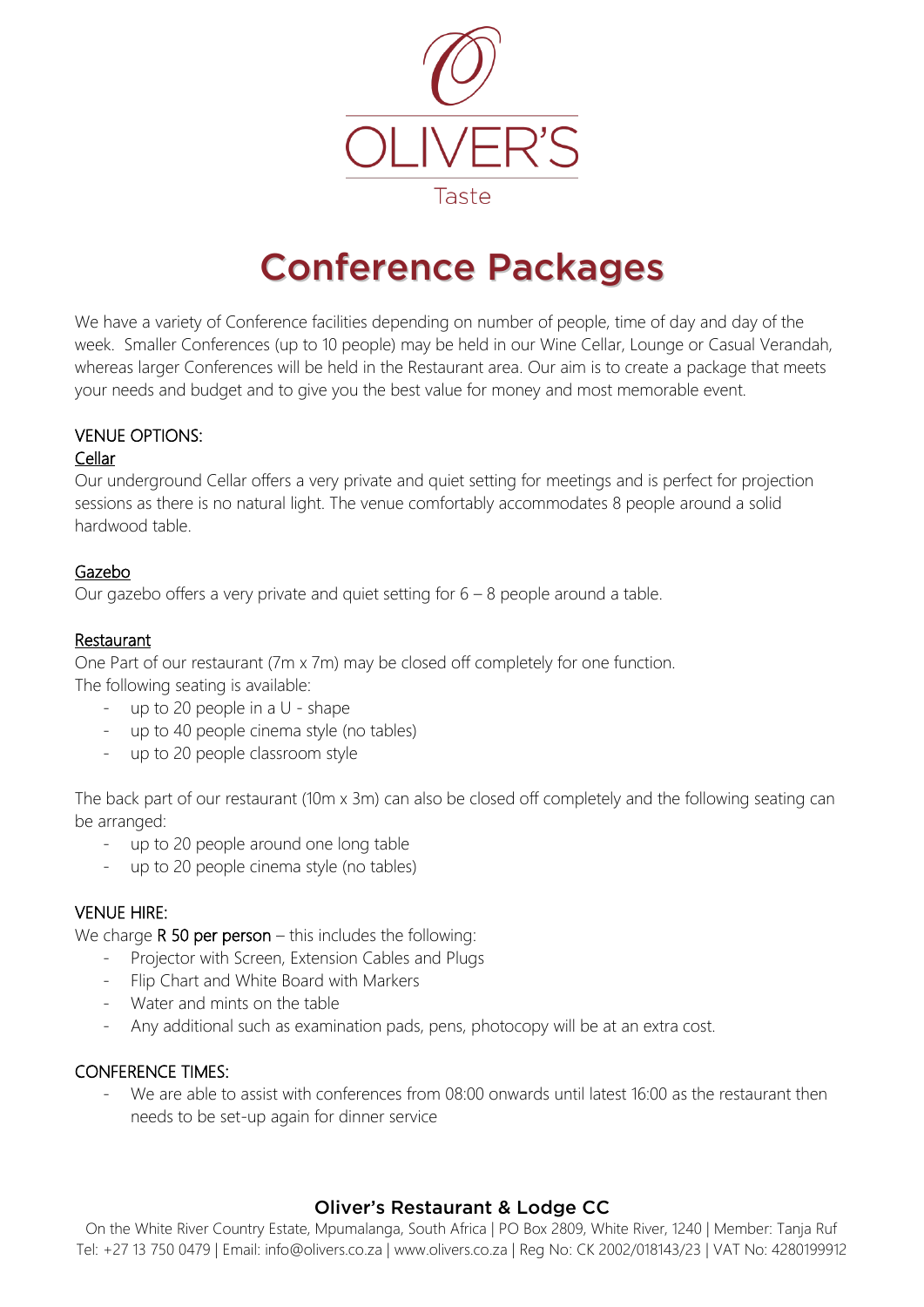OLIVER'S

Taste

# Conference Packages

We have a variety of Conference facilities depending on number of people, time of day and day of the week. Smaller Conferences (up to 10 people) may be held in our Wine Cellar, Lounge or Casual Verandah, whereas larger Conferences will be held in the Restaurant area. Our aim is to create a package that meets your needs and budget and to give you the best value for money and most memorable event.

## VENUE OPTIONS:

### Cellar

Our underground Cellar offers a very private and quiet setting for meetings and is perfect for projection sessions as there is no natural light. The venue comfortably accommodates 8 people around a solid hardwood table.

### Gazebo

Our gazebo offers a very private and quiet setting for 6 – 8 people around a table.

### Restaurant

One Part of our restaurant (7m x 7m) may be closed off completely for one function.
The following seating is available:

- up to 20 people in a U - shape
- up to 40 people cinema style (no tables)
- up to 20 people classroom style

The back part of our restaurant (10m x 3m) can also be closed off completely and the following seating can be arranged:

- up to 20 people around one long table
- up to 20 people cinema style (no tables)

## VENUE HIRE:

We charge R 50 per person – this includes the following:

- Projector with Screen, Extension Cables and Plugs
- Flip Chart and White Board with Markers
- Water and mints on the table
- Any additional such as examination pads, pens, photocopy will be at an extra cost.

## CONFERENCE TIMES:

- We are able to assist with conferences from 08:00 onwards until latest 16:00 as the restaurant then needs to be set-up again for dinner service

**Oliver's Restaurant & Lodge CC**

On the White River Country Estate, Mpumalanga, South Africa | PO Box 2809, White River, 1240 | Member: Tanja Ruf
Tel: +27 13 750 0479 | Email: info@olivers.co.za | www.olivers.co.za | Reg No: CK 2002/018143/23 | VAT No: 4280199912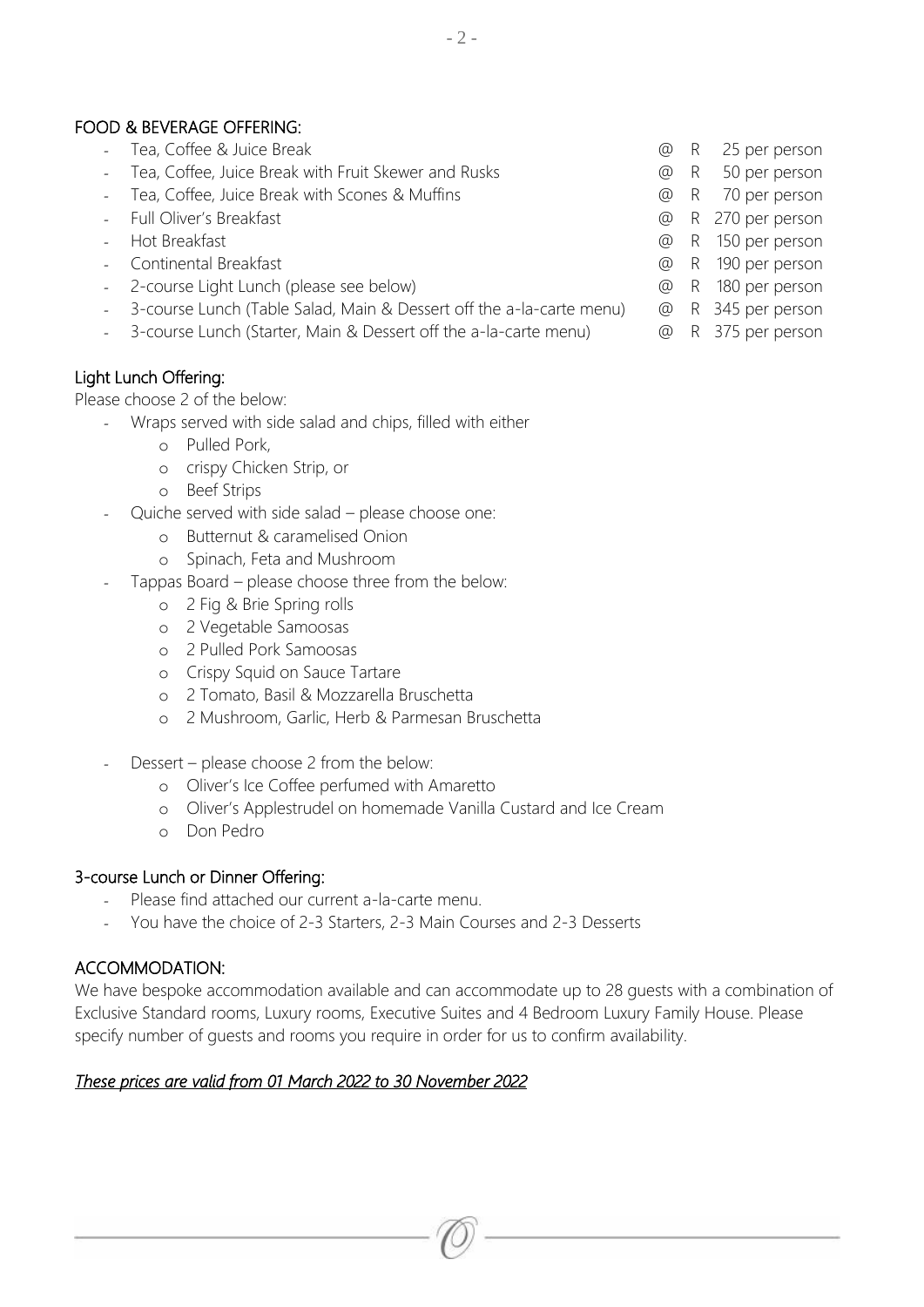**FOOD & BEVERAGE OFFERING:**

- Tea, Coffee & Juice Break @ R 25 per person
- Tea, Coffee, Juice Break with Fruit Skewer and Rusks @ R 50 per person
- Tea, Coffee, Juice Break with Scones & Muffins @ R 70 per person
- Full Oliver's Breakfast @ R 270 per person
- Hot Breakfast @ R 150 per person
- Continental Breakfast @ R 190 per person
- 2-course Light Lunch (please see below) @ R 180 per person
- 3-course Lunch (Table Salad, Main & Dessert off the a-la-carte menu) @ R 345 per person
- 3-course Lunch (Starter, Main & Dessert off the a-la-carte menu) @ R 375 per person

**Light Lunch Offering:**

Please choose 2 of the below:

- Wraps served with side salad and chips, filled with either
  - Pulled Pork,
  - crispy Chicken Strip, or
  - Beef Strips
- Quiche served with side salad – please choose one:
  - Butternut & caramelised Onion
  - Spinach, Feta and Mushroom
- Tappas Board – please choose three from the below:
  - 2 Fig & Brie Spring rolls
  - 2 Vegetable Samoosas
  - 2 Pulled Pork Samoosas
  - Crispy Squid on Sauce Tartare
  - 2 Tomato, Basil & Mozzarella Bruschetta
  - 2 Mushroom, Garlic, Herb & Parmesan Bruschetta

- Dessert – please choose 2 from the below:
  - Oliver's Ice Coffee perfumed with Amaretto
  - Oliver's Applestrudel on homemade Vanilla Custard and Ice Cream
  - Don Pedro

**3-course Lunch or Dinner Offering:**

- Please find attached our current a-la-carte menu.
- You have the choice of 2-3 Starters, 2-3 Main Courses and 2-3 Desserts

**ACCOMMODATION:**

We have bespoke accommodation available and can accommodate up to 28 guests with a combination of Exclusive Standard rooms, Luxury rooms, Executive Suites and 4 Bedroom Luxury Family House. Please specify number of guests and rooms you require in order for us to confirm availability.

*These prices are valid from 01 March 2022 to 30 November 2022*